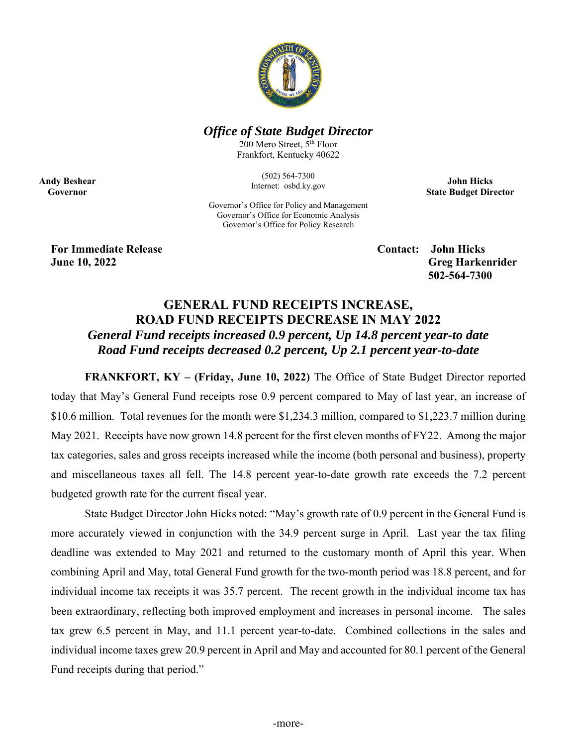***Office of State Budget Director***

200 Mero Street, 5th Floor
Frankfort, Kentucky 40622

(502) 564-7300
Internet: osbd.ky.gov

**Andy Beshear**
**Governor**

**John Hicks**
**State Budget Director**

Governor's Office for Policy and Management
Governor's Office for Economic Analysis
Governor's Office for Policy Research

**For Immediate Release**
**June 10, 2022**

**Contact: John Hicks**
**Greg Harkenrider**
**502-564-7300**

# GENERAL FUND RECEIPTS INCREASE, ROAD FUND RECEIPTS DECREASE IN MAY 2022

***General Fund receipts increased 0.9 percent, Up 14.8 percent year-to date***
***Road Fund receipts decreased 0.2 percent, Up 2.1 percent year-to-date***

**FRANKFORT, KY – (Friday, June 10, 2022)** The Office of State Budget Director reported today that May's General Fund receipts rose 0.9 percent compared to May of last year, an increase of $10.6 million. Total revenues for the month were $1,234.3 million, compared to $1,223.7 million during May 2021. Receipts have now grown 14.8 percent for the first eleven months of FY22. Among the major tax categories, sales and gross receipts increased while the income (both personal and business), property and miscellaneous taxes all fell. The 14.8 percent year-to-date growth rate exceeds the 7.2 percent budgeted growth rate for the current fiscal year.

State Budget Director John Hicks noted: "May's growth rate of 0.9 percent in the General Fund is more accurately viewed in conjunction with the 34.9 percent surge in April. Last year the tax filing deadline was extended to May 2021 and returned to the customary month of April this year. When combining April and May, total General Fund growth for the two-month period was 18.8 percent, and for individual income tax receipts it was 35.7 percent. The recent growth in the individual income tax has been extraordinary, reflecting both improved employment and increases in personal income. The sales tax grew 6.5 percent in May, and 11.1 percent year-to-date. Combined collections in the sales and individual income taxes grew 20.9 percent in April and May and accounted for 80.1 percent of the General Fund receipts during that period."

-more-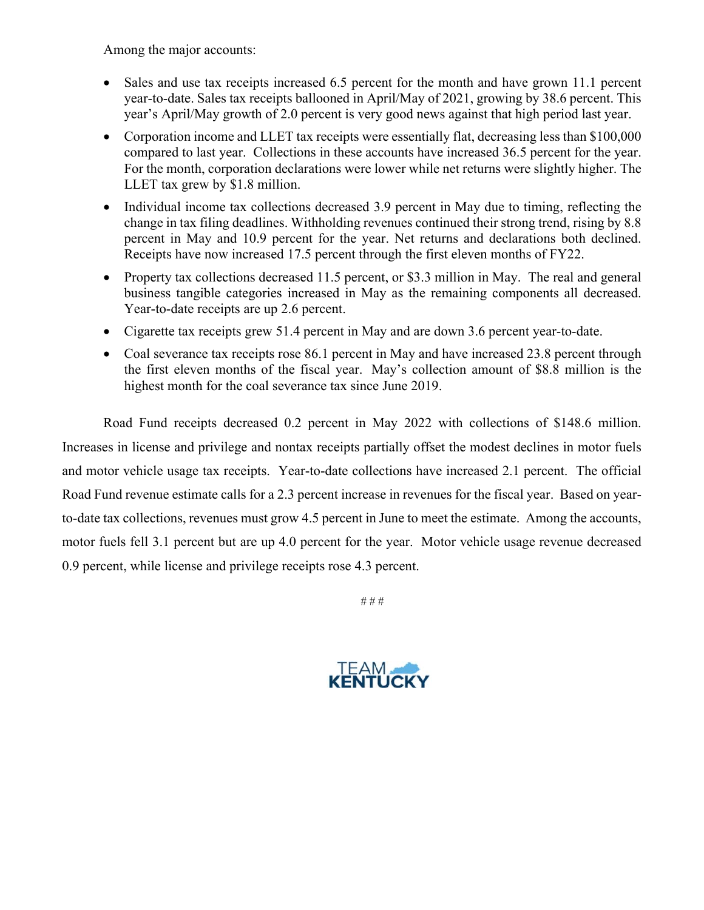Among the major accounts:

- Sales and use tax receipts increased 6.5 percent for the month and have grown 11.1 percent year-to-date. Sales tax receipts ballooned in April/May of 2021, growing by 38.6 percent. This year's April/May growth of 2.0 percent is very good news against that high period last year.
- Corporation income and LLET tax receipts were essentially flat, decreasing less than $100,000 compared to last year. Collections in these accounts have increased 36.5 percent for the year. For the month, corporation declarations were lower while net returns were slightly higher. The LLET tax grew by $1.8 million.
- Individual income tax collections decreased 3.9 percent in May due to timing, reflecting the change in tax filing deadlines. Withholding revenues continued their strong trend, rising by 8.8 percent in May and 10.9 percent for the year. Net returns and declarations both declined. Receipts have now increased 17.5 percent through the first eleven months of FY22.
- Property tax collections decreased 11.5 percent, or $3.3 million in May. The real and general business tangible categories increased in May as the remaining components all decreased. Year-to-date receipts are up 2.6 percent.
- Cigarette tax receipts grew 51.4 percent in May and are down 3.6 percent year-to-date.
- Coal severance tax receipts rose 86.1 percent in May and have increased 23.8 percent through the first eleven months of the fiscal year. May's collection amount of $8.8 million is the highest month for the coal severance tax since June 2019.

Road Fund receipts decreased 0.2 percent in May 2022 with collections of $148.6 million. Increases in license and privilege and nontax receipts partially offset the modest declines in motor fuels and motor vehicle usage tax receipts. Year-to-date collections have increased 2.1 percent. The official Road Fund revenue estimate calls for a 2.3 percent increase in revenues for the fiscal year. Based on year-to-date tax collections, revenues must grow 4.5 percent in June to meet the estimate. Among the accounts, motor fuels fell 3.1 percent but are up 4.0 percent for the year. Motor vehicle usage revenue decreased 0.9 percent, while license and privilege receipts rose 4.3 percent.

# # #

TEAM KENTUCKY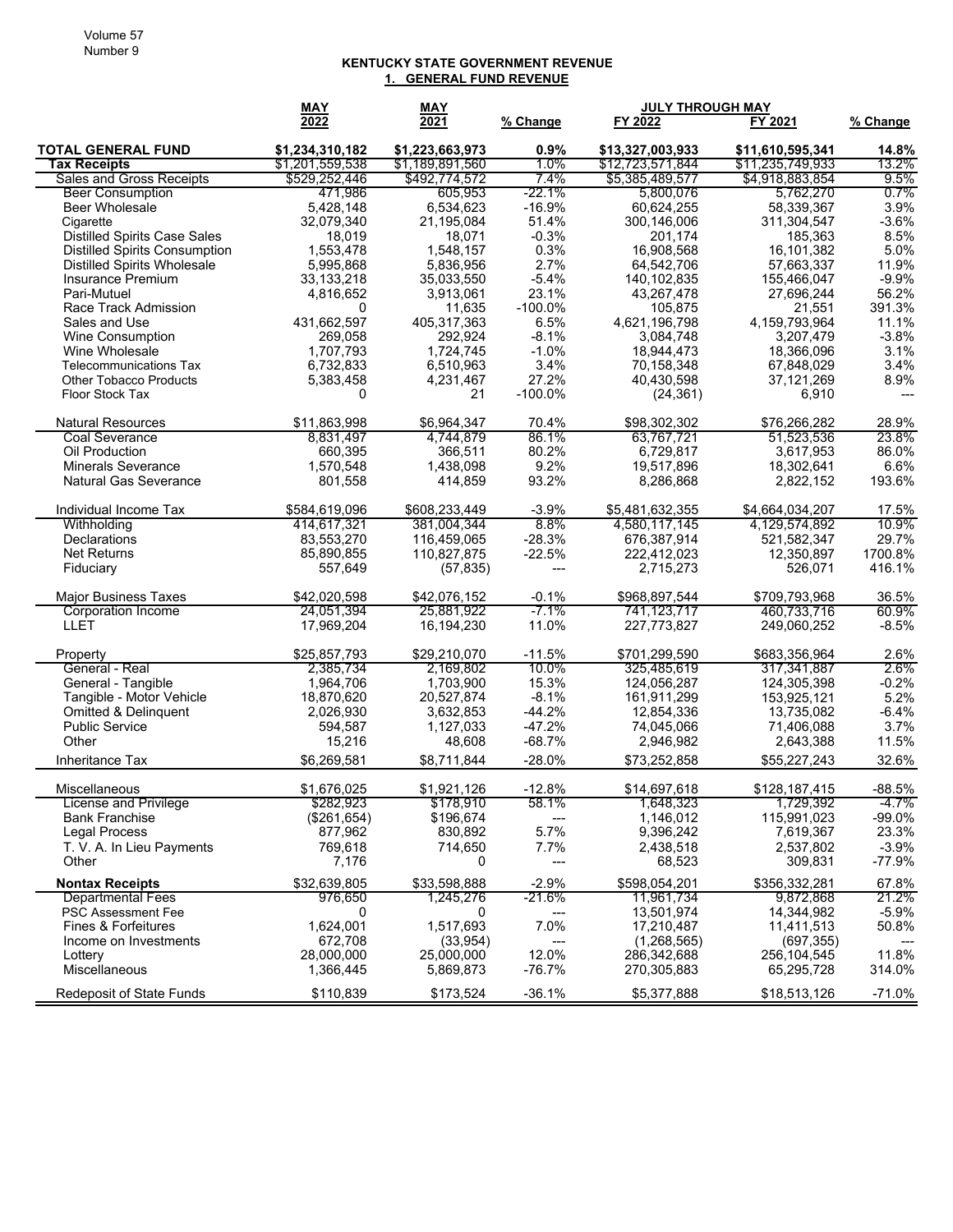## KENTUCKY STATE GOVERNMENT REVENUE

### 1. GENERAL FUND REVENUE

| | MAY 2022 | MAY 2021 | % Change | JULY THROUGH MAY FY 2022 | JULY THROUGH MAY FY 2021 | % Change |
|---|---|---|---|---|---|---|
| **TOTAL GENERAL FUND** | **$1,234,310,182** | **$1,223,663,973** | **0.9%** | **$13,327,003,933** | **$11,610,595,341** | **14.8%** |
| **Tax Receipts** | $1,201,559,538 | $1,189,891,560 | 1.0% | $12,723,571,844 | $11,235,749,933 | 13.2% |
| Sales and Gross Receipts | $529,252,446 | $492,774,572 | 7.4% | $5,385,489,577 | $4,918,883,854 | 9.5% |
| Beer Consumption | 471,986 | 605,953 | -22.1% | 5,800,076 | 5,762,270 | 0.7% |
| Beer Wholesale | 5,428,148 | 6,534,623 | -16.9% | 60,624,255 | 58,339,367 | 3.9% |
| Cigarette | 32,079,340 | 21,195,084 | 51.4% | 300,146,006 | 311,304,547 | -3.6% |
| Distilled Spirits Case Sales | 18,019 | 18,071 | -0.3% | 201,174 | 185,363 | 8.5% |
| Distilled Spirits Consumption | 1,553,478 | 1,548,157 | 0.3% | 16,908,568 | 16,101,382 | 5.0% |
| Distilled Spirits Wholesale | 5,995,868 | 5,836,956 | 2.7% | 64,542,706 | 57,663,337 | 11.9% |
| Insurance Premium | 33,133,218 | 35,033,550 | -5.4% | 140,102,835 | 155,466,047 | -9.9% |
| Pari-Mutuel | 4,816,652 | 3,913,061 | 23.1% | 43,267,478 | 27,696,244 | 56.2% |
| Race Track Admission | 0 | 11,635 | -100.0% | 105,875 | 21,551 | 391.3% |
| Sales and Use | 431,662,597 | 405,317,363 | 6.5% | 4,621,196,798 | 4,159,793,964 | 11.1% |
| Wine Consumption | 269,058 | 292,924 | -8.1% | 3,084,748 | 3,207,479 | -3.8% |
| Wine Wholesale | 1,707,793 | 1,724,745 | -1.0% | 18,944,473 | 18,366,096 | 3.1% |
| Telecommunications Tax | 6,732,833 | 6,510,963 | 3.4% | 70,158,348 | 67,848,029 | 3.4% |
| Other Tobacco Products | 5,383,458 | 4,231,467 | 27.2% | 40,430,598 | 37,121,269 | 8.9% |
| Floor Stock Tax | 0 | 21 | -100.0% | (24,361) | 6,910 | --- |
| Natural Resources | $11,863,998 | $6,964,347 | 70.4% | $98,302,302 | $76,266,282 | 28.9% |
| Coal Severance | 8,831,497 | 4,744,879 | 86.1% | 63,767,721 | 51,523,536 | 23.8% |
| Oil Production | 660,395 | 366,511 | 80.2% | 6,729,817 | 3,617,953 | 86.0% |
| Minerals Severance | 1,570,548 | 1,438,098 | 9.2% | 19,517,896 | 18,302,641 | 6.6% |
| Natural Gas Severance | 801,558 | 414,859 | 93.2% | 8,286,868 | 2,822,152 | 193.6% |
| Individual Income Tax | $584,619,096 | $608,233,449 | -3.9% | $5,481,632,355 | $4,664,034,207 | 17.5% |
| Withholding | 414,617,321 | 381,004,344 | 8.8% | 4,580,117,145 | 4,129,574,892 | 10.9% |
| Declarations | 83,553,270 | 116,459,065 | -28.3% | 676,387,914 | 521,582,347 | 29.7% |
| Net Returns | 85,890,855 | 110,827,875 | -22.5% | 222,412,023 | 12,350,897 | 1700.8% |
| Fiduciary | 557,649 | (57,835) | --- | 2,715,273 | 526,071 | 416.1% |
| Major Business Taxes | $42,020,598 | $42,076,152 | -0.1% | $968,897,544 | $709,793,968 | 36.5% |
| Corporation Income | 24,051,394 | 25,881,922 | -7.1% | 741,123,717 | 460,733,716 | 60.9% |
| LLET | 17,969,204 | 16,194,230 | 11.0% | 227,773,827 | 249,060,252 | -8.5% |
| Property | $25,857,793 | $29,210,070 | -11.5% | $701,299,590 | $683,356,964 | 2.6% |
| General - Real | 2,385,734 | 2,169,802 | 10.0% | 325,485,619 | 317,341,887 | 2.6% |
| General - Tangible | 1,964,706 | 1,703,900 | 15.3% | 124,056,287 | 124,305,398 | -0.2% |
| Tangible - Motor Vehicle | 18,870,620 | 20,527,874 | -8.1% | 161,911,299 | 153,925,121 | 5.2% |
| Omitted & Delinquent | 2,026,930 | 3,632,853 | -44.2% | 12,854,336 | 13,735,082 | -6.4% |
| Public Service | 594,587 | 1,127,033 | -47.2% | 74,045,066 | 71,406,088 | 3.7% |
| Other | 15,216 | 48,608 | -68.7% | 2,946,982 | 2,643,388 | 11.5% |
| Inheritance Tax | $6,269,581 | $8,711,844 | -28.0% | $73,252,858 | $55,227,243 | 32.6% |
| Miscellaneous | $1,676,025 | $1,921,126 | -12.8% | $14,697,618 | $128,187,415 | -88.5% |
| License and Privilege | $282,923 | $178,910 | 58.1% | 1,648,323 | 1,729,392 | -4.7% |
| Bank Franchise | ($261,654) | $196,674 | --- | 1,146,012 | 115,991,023 | -99.0% |
| Legal Process | 877,962 | 830,892 | 5.7% | 9,396,242 | 7,619,367 | 23.3% |
| T. V. A. In Lieu Payments | 769,618 | 714,650 | 7.7% | 2,438,518 | 2,537,802 | -3.9% |
| Other | 7,176 | 0 | --- | 68,523 | 309,831 | -77.9% |
| **Nontax Receipts** | $32,639,805 | $33,598,888 | -2.9% | $598,054,201 | $356,332,281 | 67.8% |
| Departmental Fees | 976,650 | 1,245,276 | -21.6% | 11,961,734 | 9,872,868 | 21.2% |
| PSC Assessment Fee | 0 | 0 | --- | 13,501,974 | 14,344,982 | -5.9% |
| Fines & Forfeitures | 1,624,001 | 1,517,693 | 7.0% | 17,210,487 | 11,411,513 | 50.8% |
| Income on Investments | 672,708 | (33,954) | --- | (1,268,565) | (697,355) | --- |
| Lottery | 28,000,000 | 25,000,000 | 12.0% | 286,342,688 | 256,104,545 | 11.8% |
| Miscellaneous | 1,366,445 | 5,869,873 | -76.7% | 270,305,883 | 65,295,728 | 314.0% |
| Redeposit of State Funds | $110,839 | $173,524 | -36.1% | $5,377,888 | $18,513,126 | -71.0% |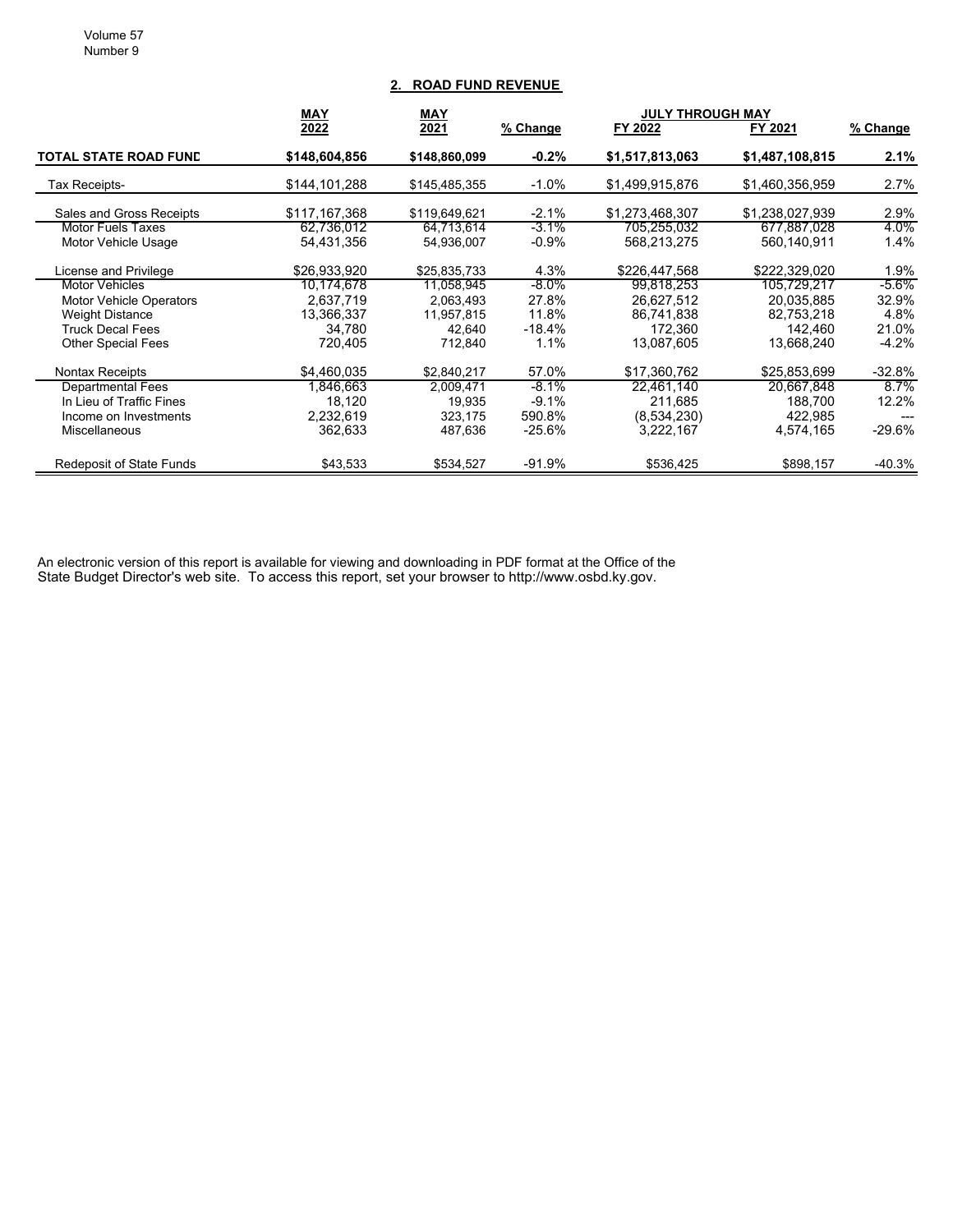## 2. ROAD FUND REVENUE

| | MAY 2022 | MAY 2021 | % Change | JULY THROUGH MAY FY 2022 | JULY THROUGH MAY FY 2021 | % Change |
|---|---|---|---|---|---|---|
| **TOTAL STATE ROAD FUND** | **$148,604,856** | **$148,860,099** | **-0.2%** | **$1,517,813,063** | **$1,487,108,815** | **2.1%** |
| Tax Receipts- | $144,101,288 | $145,485,355 | -1.0% | $1,499,915,876 | $1,460,356,959 | 2.7% |
| Sales and Gross Receipts | $117,167,368 | $119,649,621 | -2.1% | $1,273,468,307 | $1,238,027,939 | 2.9% |
| Motor Fuels Taxes | 62,736,012 | 64,713,614 | -3.1% | 705,255,032 | 677,887,028 | 4.0% |
| Motor Vehicle Usage | 54,431,356 | 54,936,007 | -0.9% | 568,213,275 | 560,140,911 | 1.4% |
| License and Privilege | $26,933,920 | $25,835,733 | 4.3% | $226,447,568 | $222,329,020 | 1.9% |
| Motor Vehicles | 10,174,678 | 11,058,945 | -8.0% | 99,818,253 | 105,729,217 | -5.6% |
| Motor Vehicle Operators | 2,637,719 | 2,063,493 | 27.8% | 26,627,512 | 20,035,885 | 32.9% |
| Weight Distance | 13,366,337 | 11,957,815 | 11.8% | 86,741,838 | 82,753,218 | 4.8% |
| Truck Decal Fees | 34,780 | 42,640 | -18.4% | 172,360 | 142,460 | 21.0% |
| Other Special Fees | 720,405 | 712,840 | 1.1% | 13,087,605 | 13,668,240 | -4.2% |
| Nontax Receipts | $4,460,035 | $2,840,217 | 57.0% | $17,360,762 | $25,853,699 | -32.8% |
| Departmental Fees | 1,846,663 | 2,009,471 | -8.1% | 22,461,140 | 20,667,848 | 8.7% |
| In Lieu of Traffic Fines | 18,120 | 19,935 | -9.1% | 211,685 | 188,700 | 12.2% |
| Income on Investments | 2,232,619 | 323,175 | 590.8% | (8,534,230) | 422,985 | --- |
| Miscellaneous | 362,633 | 487,636 | -25.6% | 3,222,167 | 4,574,165 | -29.6% |
| Redeposit of State Funds | $43,533 | $534,527 | -91.9% | $536,425 | $898,157 | -40.3% |

An electronic version of this report is available for viewing and downloading in PDF format at the Office of the State Budget Director's web site. To access this report, set your browser to http://www.osbd.ky.gov.